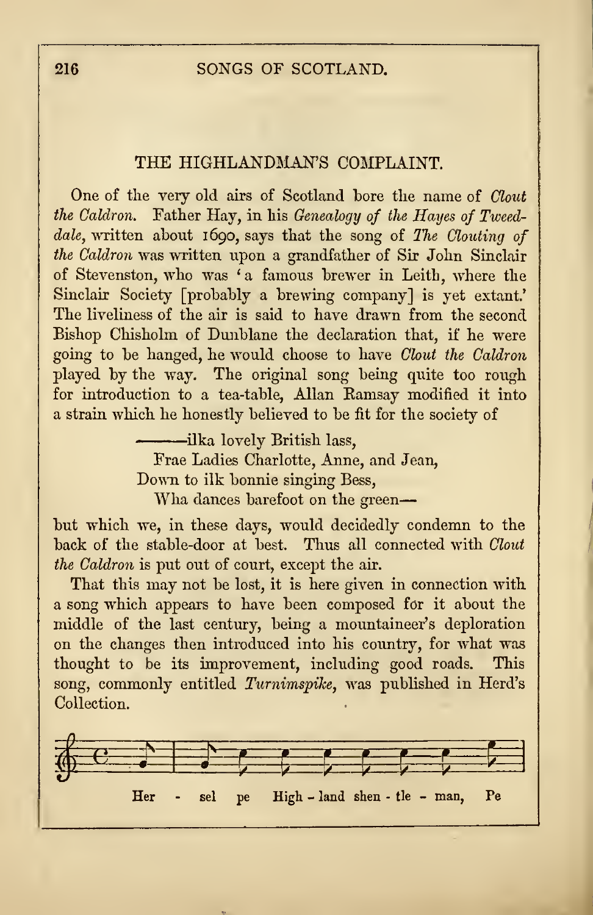## THE HIGHLANDMAN'S COMPLAINT.

One of the very old airs of Scotland bore the name of *Clout the Caldron.* Father Hay, in his *Genealogy of the Hayes of Tweeddale,* written about 1690, says that the song of *The Clouting of the Caldron* was written upon a grandfather of Sir John Sinclair of Stevenston, who was 'a famous brewer in Leith, where the Sinclair Society [probably a brewing company] is yet extant.' The liveliness of the air is said to have drawn from the second Bishop Chisholm of Dunblane the declaration that, if he were going to be hanged, he would choose to have *Clout the Caldron* played by the way. The original song being quite too rough for introduction to a tea-table, Allan Ramsay modified it into a strain which he honestly believed to be fit for the society of

> ——ilka lovely British lass,
> Frae Ladies Charlotte, Anne, and Jean,
> Down to ilk bonnie singing Bess,
> Wha dances barefoot on the green—

but which we, in these days, would decidedly condemn to the back of the stable-door at best. Thus all connected with *Clout the Caldron* is put out of court, except the air.

That this may not be lost, it is here given in connection with a song which appears to have been composed for it about the middle of the last century, being a mountaineer's deploration on the changes then introduced into his country, for what was thought to be its improvement, including good roads. This song, commonly entitled *Turnimspike,* was published in Herd's Collection.

Her - sel pe High - land shen - tle - man, Pe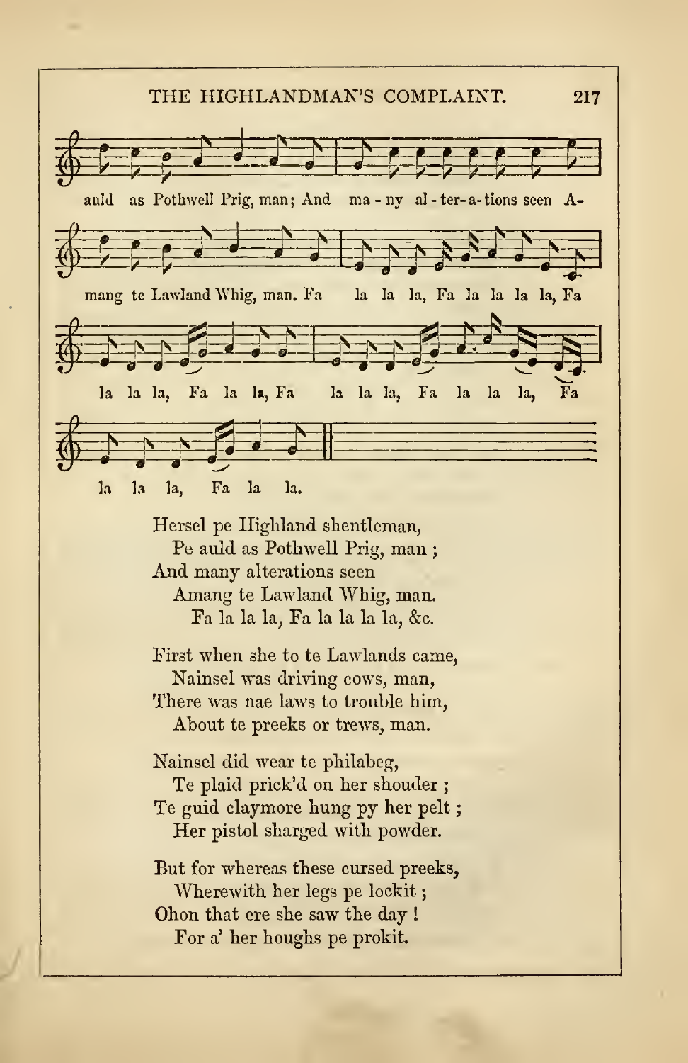auld as Pothwell Prig, man; And ma - ny al - ter - a - tions seen A-

mang te Lawland Whig, man. Fa la la la, Fa la la la la, Fa

la la la, Fa la la, Fa la la la, Fa la la la, Fa

la la la, Fa la la.

Hersel pe Highland shentleman,
Pe auld as Pothwell Prig, man;
And many alterations seen
Amang te Lawland Whig, man.
Fa la la la, Fa la la la la, &c.

First when she to te Lawlands came,
Nainsel was driving cows, man,
There was nae laws to trouble him,
About te preeks or trews, man.

Nainsel did wear te philabeg,
Te plaid prick'd on her shouder;
Te guid claymore hung py her pelt;
Her pistol sharged with powder.

But for whereas these cursed preeks,
Wherewith her legs pe lockit;
Ohon that ere she saw the day!
For a' her houghs pe prokit.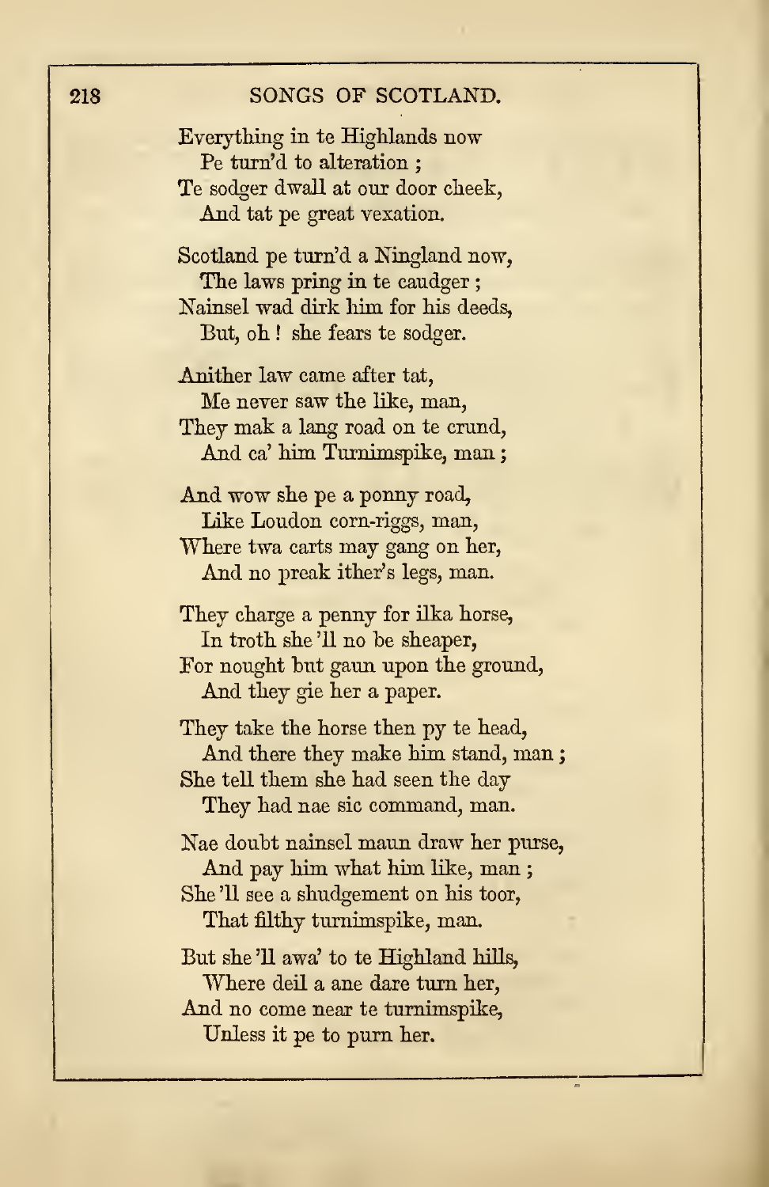Everything in te Highlands now
  Pe turn'd to alteration ;
Te sodger dwall at our door cheek,
  And tat pe great vexation.

Scotland pe turn'd a Ningland now,
  The laws pring in te caudger ;
Nainsel wad dirk him for his deeds,
  But, oh ! she fears te sodger.

Anither law came after tat,
  Me never saw the like, man,
They mak a lang road on te crund,
  And ca' him Turnimspike, man ;

And wow she pe a ponny road,
  Like Loudon corn-riggs, man,
Where twa carts may gang on her,
  And no preak ither's legs, man.

They charge a penny for ilka horse,
  In troth she 'll no be sheaper,
For nought but gaun upon the ground,
  And they gie her a paper.

They take the horse then py te head,
  And there they make him stand, man ;
She tell them she had seen the day
  They had nae sic command, man.

Nae doubt nainsel maun draw her purse,
  And pay him what him like, man ;
She 'll see a shudgement on his toor,
  That filthy turnimspike, man.

But she 'll awa' to te Highland hills,
  Where deil a ane dare turn her,
And no come near te turnimspike,
  Unless it pe to purn her.